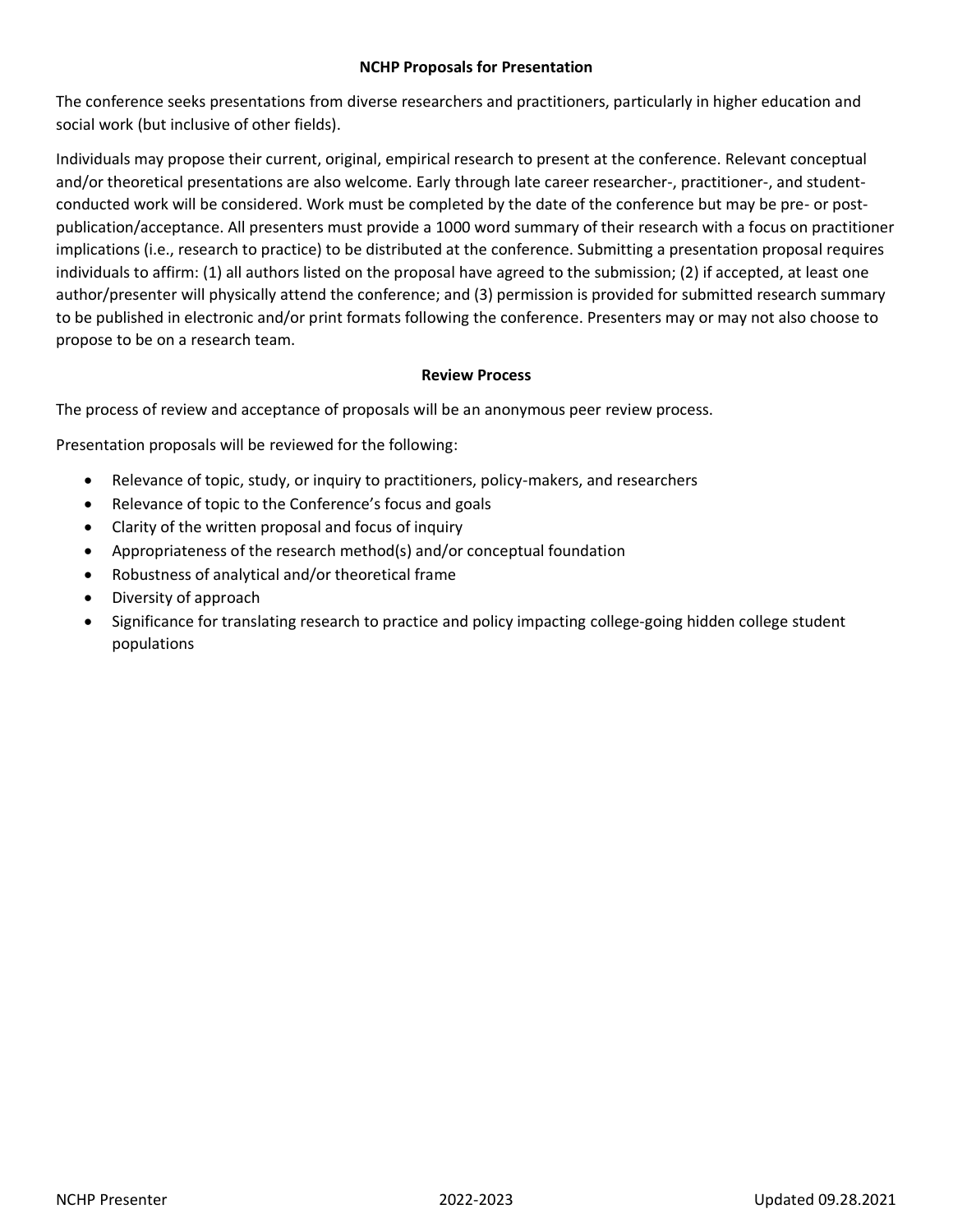## NCHP Proposals for Presentation

The conference seeks presentations from diverse researchers and practitioners, particularly in higher education and social work (but inclusive of other fields).

Individuals may propose their current, original, empirical research to present at the conference. Relevant conceptual and/or theoretical presentations are also welcome. Early through late career researcher-, practitioner-, and student-conducted work will be considered. Work must be completed by the date of the conference but may be pre- or post-publication/acceptance. All presenters must provide a 1000 word summary of their research with a focus on practitioner implications (i.e., research to practice) to be distributed at the conference. Submitting a presentation proposal requires individuals to affirm: (1) all authors listed on the proposal have agreed to the submission; (2) if accepted, at least one author/presenter will physically attend the conference; and (3) permission is provided for submitted research summary to be published in electronic and/or print formats following the conference. Presenters may or may not also choose to propose to be on a research team.

## Review Process

The process of review and acceptance of proposals will be an anonymous peer review process.

Presentation proposals will be reviewed for the following:

- Relevance of topic, study, or inquiry to practitioners, policy-makers, and researchers
- Relevance of topic to the Conference's focus and goals
- Clarity of the written proposal and focus of inquiry
- Appropriateness of the research method(s) and/or conceptual foundation
- Robustness of analytical and/or theoretical frame
- Diversity of approach
- Significance for translating research to practice and policy impacting college-going hidden college student populations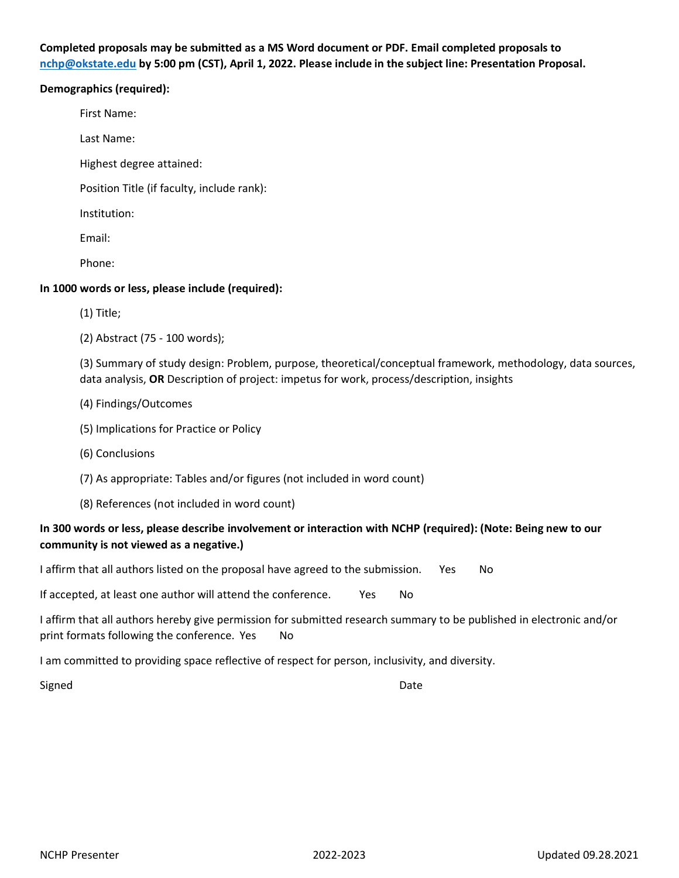**Completed proposals may be submitted as a MS Word document or PDF. Email completed proposals to nchp@okstate.edu by 5:00 pm (CST), April 1, 2022. Please include in the subject line: Presentation Proposal.**

**Demographics (required):**

First Name:

Last Name:

Highest degree attained:

Position Title (if faculty, include rank):

Institution:

Email:

Phone:

**In 1000 words or less, please include (required):**

(1) Title;

(2) Abstract (75 - 100 words);

(3) Summary of study design: Problem, purpose, theoretical/conceptual framework, methodology, data sources, data analysis, **OR** Description of project: impetus for work, process/description, insights

(4) Findings/Outcomes

(5) Implications for Practice or Policy

(6) Conclusions

(7) As appropriate: Tables and/or figures (not included in word count)

(8) References (not included in word count)

**In 300 words or less, please describe involvement or interaction with NCHP (required): (Note: Being new to our community is not viewed as a negative.)**

I affirm that all authors listed on the proposal have agreed to the submission. Yes No

If accepted, at least one author will attend the conference. Yes No

I affirm that all authors hereby give permission for submitted research summary to be published in electronic and/or print formats following the conference. Yes No

I am committed to providing space reflective of respect for person, inclusivity, and diversity.

Signed Date